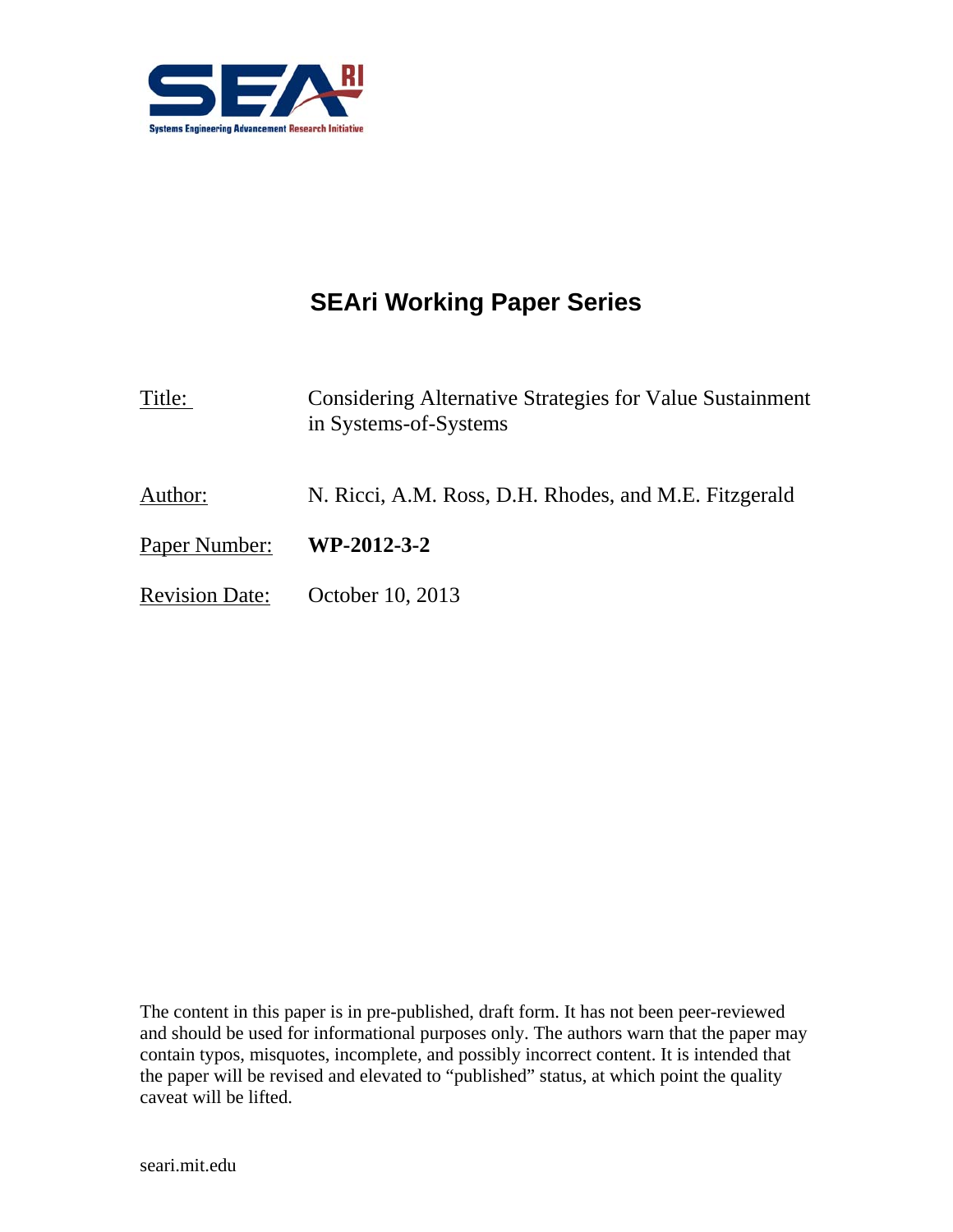Systems Engineering Advancement Research Initiative

# SEAri Working Paper Series

Title: Considering Alternative Strategies for Value Sustainment in Systems-of-Systems

Author: N. Ricci, A.M. Ross, D.H. Rhodes, and M.E. Fitzgerald

Paper Number: **WP-2012-3-2**

Revision Date: October 10, 2013

The content in this paper is in pre-published, draft form. It has not been peer-reviewed and should be used for informational purposes only. The authors warn that the paper may contain typos, misquotes, incomplete, and possibly incorrect content. It is intended that the paper will be revised and elevated to "published" status, at which point the quality caveat will be lifted.

seari.mit.edu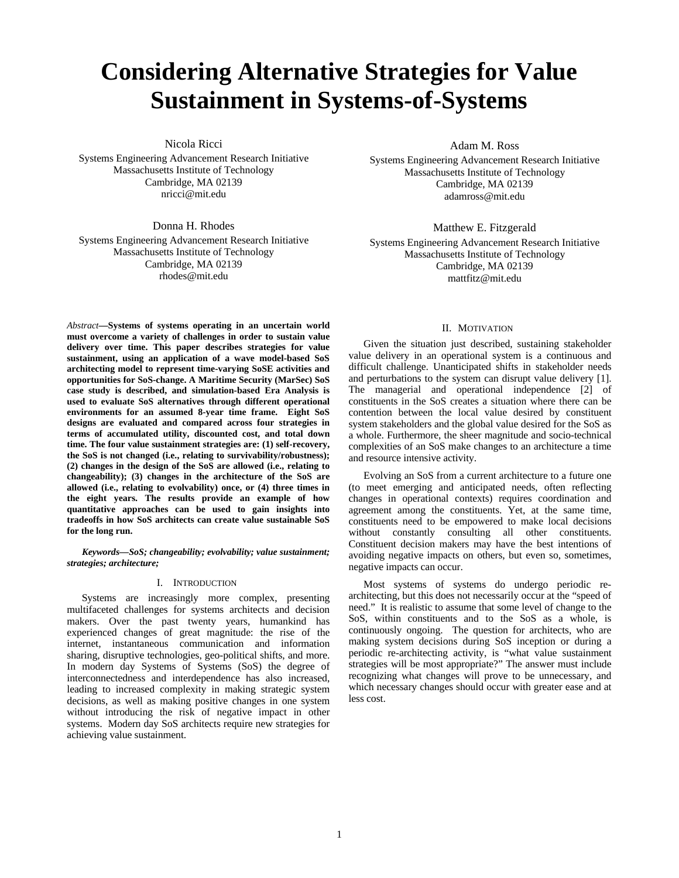# Considering Alternative Strategies for Value Sustainment in Systems-of-Systems

Nicola Ricci
Systems Engineering Advancement Research Initiative
Massachusetts Institute of Technology
Cambridge, MA 02139
nricci@mit.edu

Adam M. Ross
Systems Engineering Advancement Research Initiative
Massachusetts Institute of Technology
Cambridge, MA 02139
adamross@mit.edu

Donna H. Rhodes
Systems Engineering Advancement Research Initiative
Massachusetts Institute of Technology
Cambridge, MA 02139
rhodes@mit.edu

Matthew E. Fitzgerald
Systems Engineering Advancement Research Initiative
Massachusetts Institute of Technology
Cambridge, MA 02139
mattfitz@mit.edu

*Abstract*—**Systems of systems operating in an uncertain world must overcome a variety of challenges in order to sustain value delivery over time. This paper describes strategies for value sustainment, using an application of a wave model-based SoS architecting model to represent time-varying SoSE activities and opportunities for SoS-change. A Maritime Security (MarSec) SoS case study is described, and simulation-based Era Analysis is used to evaluate SoS alternatives through different operational environments for an assumed 8-year time frame. Eight SoS designs are evaluated and compared across four strategies in terms of accumulated utility, discounted cost, and total down time. The four value sustainment strategies are: (1) self-recovery, the SoS is not changed (i.e., relating to survivability/robustness); (2) changes in the design of the SoS are allowed (i.e., relating to changeability); (3) changes in the architecture of the SoS are allowed (i.e., relating to evolvability) once, or (4) three times in the eight years. The results provide an example of how quantitative approaches can be used to gain insights into tradeoffs in how SoS architects can create value sustainable SoS for the long run.**

***Keywords—SoS; changeability; evolvability; value sustainment; strategies; architecture;***

## I. Introduction

Systems are increasingly more complex, presenting multifaceted challenges for systems architects and decision makers. Over the past twenty years, humankind has experienced changes of great magnitude: the rise of the internet, instantaneous communication and information sharing, disruptive technologies, geo-political shifts, and more. In modern day Systems of Systems (SoS) the degree of interconnectedness and interdependence has also increased, leading to increased complexity in making strategic system decisions, as well as making positive changes in one system without introducing the risk of negative impact in other systems. Modern day SoS architects require new strategies for achieving value sustainment.

## II. Motivation

Given the situation just described, sustaining stakeholder value delivery in an operational system is a continuous and difficult challenge. Unanticipated shifts in stakeholder needs and perturbations to the system can disrupt value delivery [1]. The managerial and operational independence [2] of constituents in the SoS creates a situation where there can be contention between the local value desired by constituent system stakeholders and the global value desired for the SoS as a whole. Furthermore, the sheer magnitude and socio-technical complexities of an SoS make changes to an architecture a time and resource intensive activity.

Evolving an SoS from a current architecture to a future one (to meet emerging and anticipated needs, often reflecting changes in operational contexts) requires coordination and agreement among the constituents. Yet, at the same time, constituents need to be empowered to make local decisions without constantly consulting all other constituents. Constituent decision makers may have the best intentions of avoiding negative impacts on others, but even so, sometimes, negative impacts can occur.

Most systems of systems do undergo periodic re-architecting, but this does not necessarily occur at the "speed of need." It is realistic to assume that some level of change to the SoS, within constituents and to the SoS as a whole, is continuously ongoing. The question for architects, who are making system decisions during SoS inception or during a periodic re-architecting activity, is "what value sustainment strategies will be most appropriate?" The answer must include recognizing what changes will prove to be unnecessary, and which necessary changes should occur with greater ease and at less cost.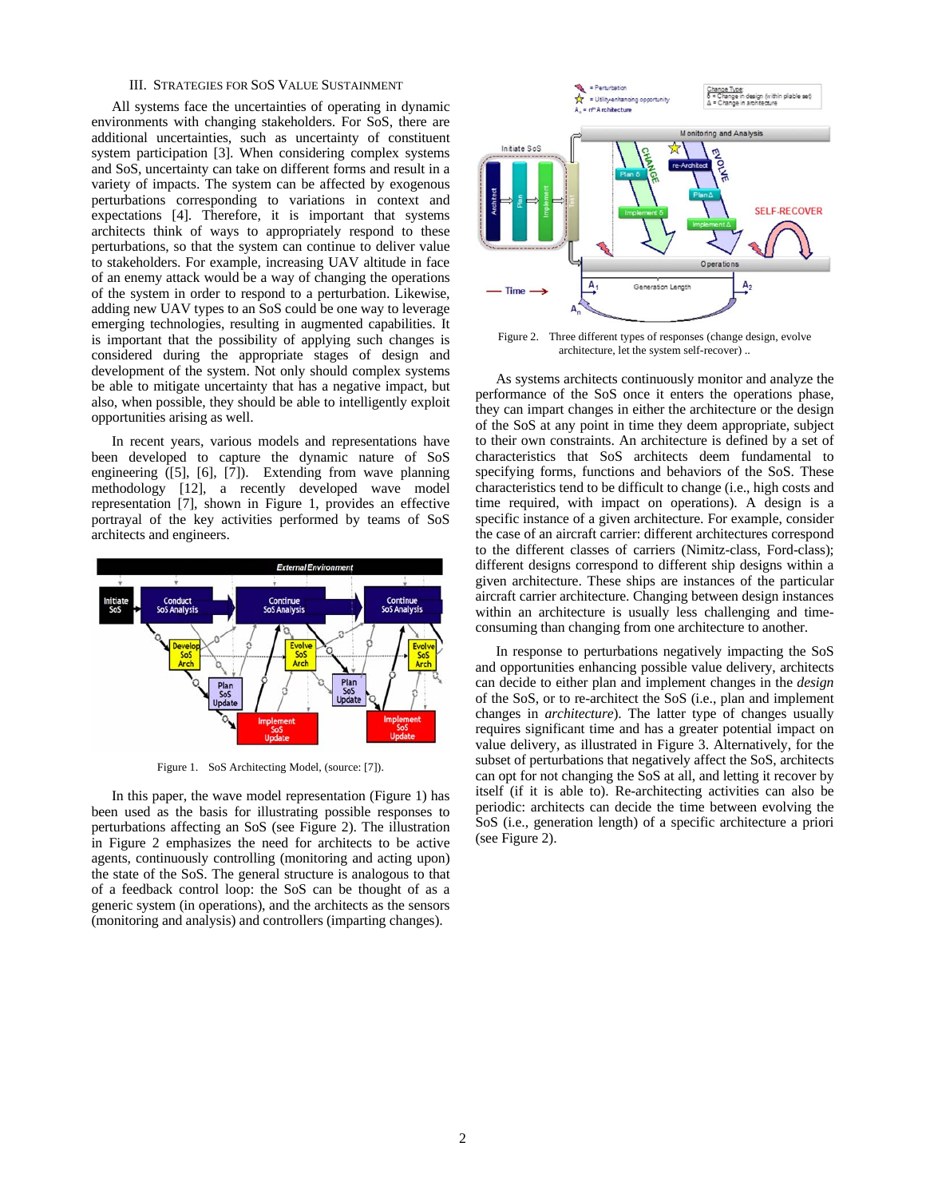## III. Strategies for SoS Value Sustainment

All systems face the uncertainties of operating in dynamic environments with changing stakeholders. For SoS, there are additional uncertainties, such as uncertainty of constituent system participation [3]. When considering complex systems and SoS, uncertainty can take on different forms and result in a variety of impacts. The system can be affected by exogenous perturbations corresponding to variations in context and expectations [4]. Therefore, it is important that systems architects think of ways to appropriately respond to these perturbations, so that the system can continue to deliver value to stakeholders. For example, increasing UAV altitude in face of an enemy attack would be a way of changing the operations of the system in order to respond to a perturbation. Likewise, adding new UAV types to an SoS could be one way to leverage emerging technologies, resulting in augmented capabilities. It is important that the possibility of applying such changes is considered during the appropriate stages of design and development of the system. Not only should complex systems be able to mitigate uncertainty that has a negative impact, but also, when possible, they should be able to intelligently exploit opportunities arising as well.

In recent years, various models and representations have been developed to capture the dynamic nature of SoS engineering ([5], [6], [7]). Extending from wave planning methodology [12], a recently developed wave model representation [7], shown in Figure 1, provides an effective portrayal of the key activities performed by teams of SoS architects and engineers.

Figure 1. SoS Architecting Model, (source: [7]).

In this paper, the wave model representation (Figure 1) has been used as the basis for illustrating possible responses to perturbations affecting an SoS (see Figure 2). The illustration in Figure 2 emphasizes the need for architects to be active agents, continuously controlling (monitoring and acting upon) the state of the SoS. The general structure is analogous to that of a feedback control loop: the SoS can be thought of as a generic system (in operations), and the architects as the sensors (monitoring and analysis) and controllers (imparting changes).

Figure 2. Three different types of responses (change design, evolve architecture, let the system self-recover) ..

As systems architects continuously monitor and analyze the performance of the SoS once it enters the operations phase, they can impart changes in either the architecture or the design of the SoS at any point in time they deem appropriate, subject to their own constraints. An architecture is defined by a set of characteristics that SoS architects deem fundamental to specifying forms, functions and behaviors of the SoS. These characteristics tend to be difficult to change (i.e., high costs and time required, with impact on operations). A design is a specific instance of a given architecture. For example, consider the case of an aircraft carrier: different architectures correspond to the different classes of carriers (Nimitz-class, Ford-class); different designs correspond to different ship designs within a given architecture. These ships are instances of the particular aircraft carrier architecture. Changing between design instances within an architecture is usually less challenging and time-consuming than changing from one architecture to another.

In response to perturbations negatively impacting the SoS and opportunities enhancing possible value delivery, architects can decide to either plan and implement changes in the *design* of the SoS, or to re-architect the SoS (i.e., plan and implement changes in *architecture*). The latter type of changes usually requires significant time and has a greater potential impact on value delivery, as illustrated in Figure 3. Alternatively, for the subset of perturbations that negatively affect the SoS, architects can opt for not changing the SoS at all, and letting it recover by itself (if it is able to). Re-architecting activities can also be periodic: architects can decide the time between evolving the SoS (i.e., generation length) of a specific architecture a priori (see Figure 2).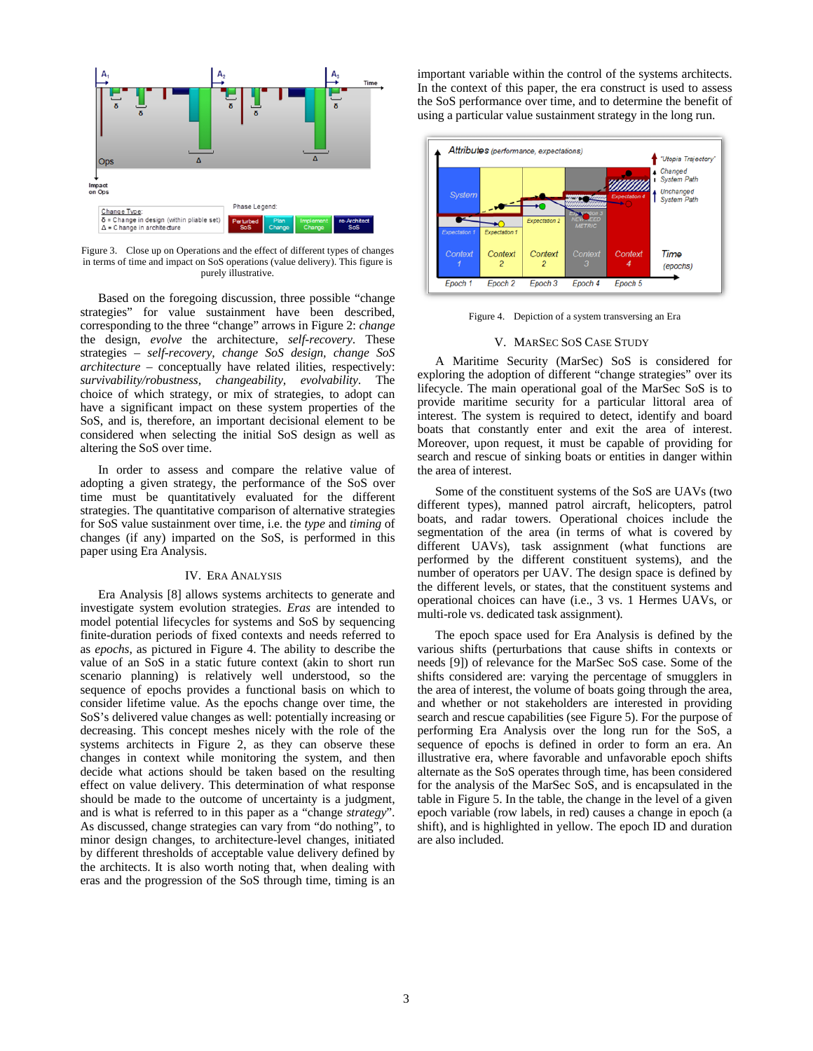Figure 3. Close up on Operations and the effect of different types of changes in terms of time and impact on SoS operations (value delivery). This figure is purely illustrative.

Based on the foregoing discussion, three possible "change strategies" for value sustainment have been described, corresponding to the three "change" arrows in Figure 2: *change* the design, *evolve* the architecture, *self-recovery*. These strategies – *self-recovery, change SoS design, change SoS architecture* – conceptually have related ilities, respectively: *survivability/robustness, changeability, evolvability*. The choice of which strategy, or mix of strategies, to adopt can have a significant impact on these system properties of the SoS, and is, therefore, an important decisional element to be considered when selecting the initial SoS design as well as altering the SoS over time.

In order to assess and compare the relative value of adopting a given strategy, the performance of the SoS over time must be quantitatively evaluated for the different strategies. The quantitative comparison of alternative strategies for SoS value sustainment over time, i.e. the *type* and *timing* of changes (if any) imparted on the SoS, is performed in this paper using Era Analysis.

## IV. Era Analysis

Era Analysis [8] allows systems architects to generate and investigate system evolution strategies. *Eras* are intended to model potential lifecycles for systems and SoS by sequencing finite-duration periods of fixed contexts and needs referred to as *epochs*, as pictured in Figure 4. The ability to describe the value of an SoS in a static future context (akin to short run scenario planning) is relatively well understood, so the sequence of epochs provides a functional basis on which to consider lifetime value. As the epochs change over time, the SoS's delivered value changes as well: potentially increasing or decreasing. This concept meshes nicely with the role of the systems architects in Figure 2, as they can observe these changes in context while monitoring the system, and then decide what actions should be taken based on the resulting effect on value delivery. This determination of what response should be made to the outcome of uncertainty is a judgment, and is what is referred to in this paper as a "change *strategy*". As discussed, change strategies can vary from "do nothing", to minor design changes, to architecture-level changes, initiated by different thresholds of acceptable value delivery defined by the architects. It is also worth noting that, when dealing with eras and the progression of the SoS through time, timing is an important variable within the control of the systems architects. In the context of this paper, the era construct is used to assess the SoS performance over time, and to determine the benefit of using a particular value sustainment strategy in the long run.

Figure 4. Depiction of a system transversing an Era

## V. MarSec SoS Case Study

A Maritime Security (MarSec) SoS is considered for exploring the adoption of different "change strategies" over its lifecycle. The main operational goal of the MarSec SoS is to provide maritime security for a particular littoral area of interest. The system is required to detect, identify and board boats that constantly enter and exit the area of interest. Moreover, upon request, it must be capable of providing for search and rescue of sinking boats or entities in danger within the area of interest.

Some of the constituent systems of the SoS are UAVs (two different types), manned patrol aircraft, helicopters, patrol boats, and radar towers. Operational choices include the segmentation of the area (in terms of what is covered by different UAVs), task assignment (what functions are performed by the different constituent systems), and the number of operators per UAV. The design space is defined by the different levels, or states, that the constituent systems and operational choices can have (i.e., 3 vs. 1 Hermes UAVs, or multi-role vs. dedicated task assignment).

The epoch space used for Era Analysis is defined by the various shifts (perturbations that cause shifts in contexts or needs [9]) of relevance for the MarSec SoS case. Some of the shifts considered are: varying the percentage of smugglers in the area of interest, the volume of boats going through the area, and whether or not stakeholders are interested in providing search and rescue capabilities (see Figure 5). For the purpose of performing Era Analysis over the long run for the SoS, a sequence of epochs is defined in order to form an era. An illustrative era, where favorable and unfavorable epoch shifts alternate as the SoS operates through time, has been considered for the analysis of the MarSec SoS, and is encapsulated in the table in Figure 5. In the table, the change in the level of a given epoch variable (row labels, in red) causes a change in epoch (a shift), and is highlighted in yellow. The epoch ID and duration are also included.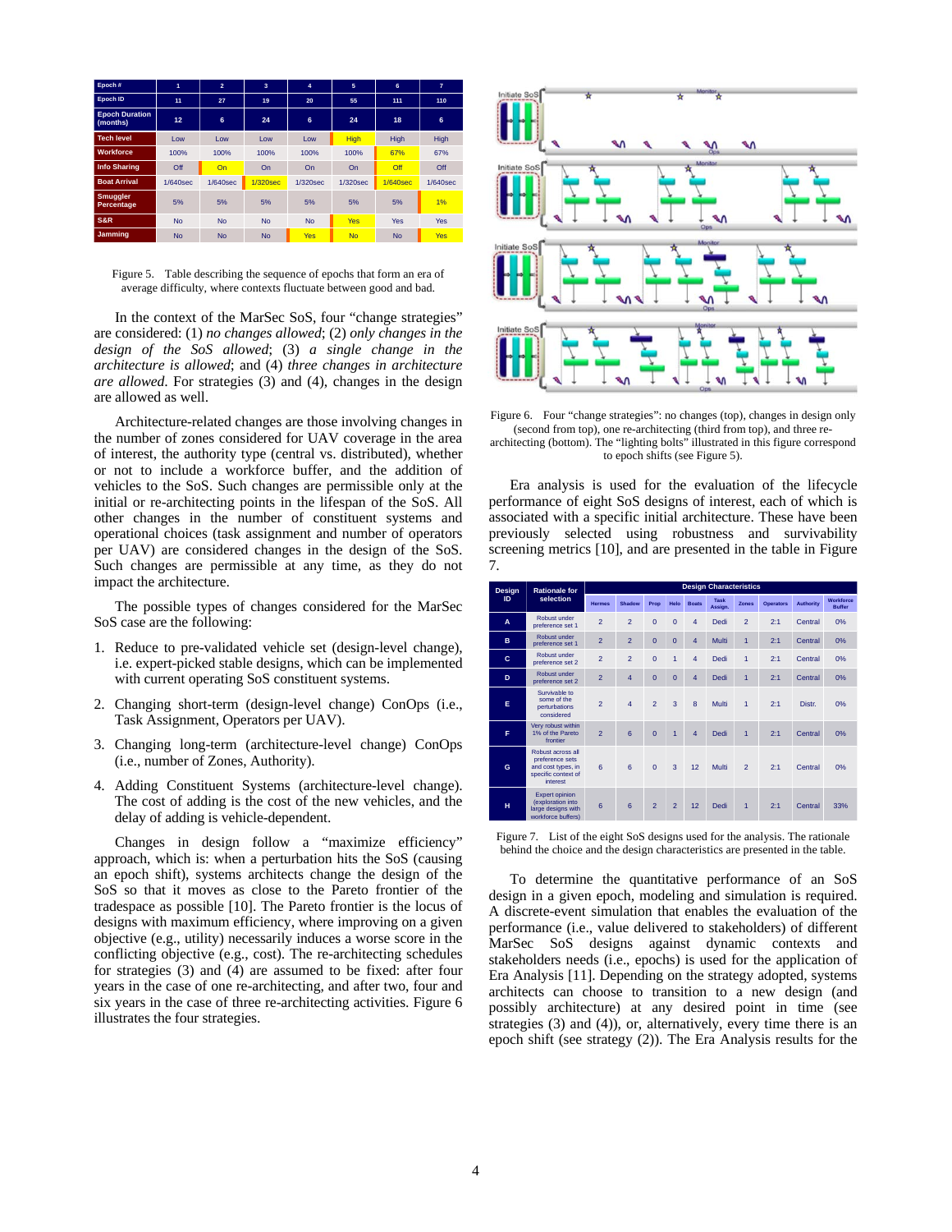| Epoch # | 1 | 2 | 3 | 4 | 5 | 6 | 7 |
|---|---|---|---|---|---|---|---|
| Epoch ID | 11 | 27 | 19 | 20 | 55 | 111 | 110 |
| Epoch Duration (months) | 12 | 6 | 24 | 6 | 24 | 18 | 6 |
| Tech level | Low | Low | Low | Low | High | High | High |
| Workforce | 100% | 100% | 100% | 100% | 100% | 67% | 67% |
| Info Sharing | Off | On | On | On | On | Off | Off |
| Boat Arrival | 1/640sec | 1/640sec | 1/320sec | 1/320sec | 1/320sec | 1/640sec | 1/640sec |
| Smuggler Percentage | 5% | 5% | 5% | 5% | 5% | 5% | 1% |
| S&R | No | No | No | No | Yes | Yes | Yes |
| Jamming | No | No | No | Yes | No | No | Yes |

Figure 5. Table describing the sequence of epochs that form an era of average difficulty, where contexts fluctuate between good and bad.

In the context of the MarSec SoS, four "change strategies" are considered: (1) *no changes allowed*; (2) *only changes in the design of the SoS allowed*; (3) *a single change in the architecture is allowed*; and (4) *three changes in architecture are allowed*. For strategies (3) and (4), changes in the design are allowed as well.

Architecture-related changes are those involving changes in the number of zones considered for UAV coverage in the area of interest, the authority type (central vs. distributed), whether or not to include a workforce buffer, and the addition of vehicles to the SoS. Such changes are permissible only at the initial or re-architecting points in the lifespan of the SoS. All other changes in the number of constituent systems and operational choices (task assignment and number of operators per UAV) are considered changes in the design of the SoS. Such changes are permissible at any time, as they do not impact the architecture.

The possible types of changes considered for the MarSec SoS case are the following:

1. Reduce to pre-validated vehicle set (design-level change), i.e. expert-picked stable designs, which can be implemented with current operating SoS constituent systems.
2. Changing short-term (design-level change) ConOps (i.e., Task Assignment, Operators per UAV).
3. Changing long-term (architecture-level change) ConOps (i.e., number of Zones, Authority).
4. Adding Constituent Systems (architecture-level change). The cost of adding is the cost of the new vehicles, and the delay of adding is vehicle-dependent.

Changes in design follow a "maximize efficiency" approach, which is: when a perturbation hits the SoS (causing an epoch shift), systems architects change the design of the SoS so that it moves as close to the Pareto frontier of the tradespace as possible [10]. The Pareto frontier is the locus of designs with maximum efficiency, where improving on a given objective (e.g., utility) necessarily induces a worse score in the conflicting objective (e.g., cost). The re-architecting schedules for strategies (3) and (4) are assumed to be fixed: after four years in the case of one re-architecting, and after two, four and six years in the case of three re-architecting activities. Figure 6 illustrates the four strategies.

Figure 6. Four "change strategies": no changes (top), changes in design only (second from top), one re-architecting (third from top), and three re-architecting (bottom). The "lighting bolts" illustrated in this figure correspond to epoch shifts (see Figure 5).

Era analysis is used for the evaluation of the lifecycle performance of eight SoS designs of interest, each of which is associated with a specific initial architecture. These have been previously selected using robustness and survivability screening metrics [10], and are presented in the table in Figure 7.

| Design ID | Rationale for selection | Design Characteristics | | | | | | | | | |
|---|---|---|---|---|---|---|---|---|---|---|---|
| | | Hermes | Shadow | Prop | Helo | Boats | Task Assign. | Zones | Operators | Authority | Workforce Buffer |
| A | Robust under preference set 1 | 2 | 2 | 0 | 0 | 4 | Dedi | 2 | 2:1 | Central | 0% |
| B | Robust under preference set 1 | 2 | 2 | 0 | 0 | 4 | Multi | 1 | 2:1 | Central | 0% |
| C | Robust under preference set 2 | 2 | 2 | 0 | 1 | 4 | Dedi | 1 | 2:1 | Central | 0% |
| D | Robust under preference set 2 | 2 | 4 | 0 | 0 | 4 | Dedi | 1 | 2:1 | Central | 0% |
| E | Survivable to some of the perturbations considered | 2 | 4 | 2 | 3 | 8 | Multi | 1 | 2:1 | Distr. | 0% |
| F | Very robust within 1% of the Pareto frontier | 2 | 6 | 0 | 1 | 4 | Dedi | 1 | 2:1 | Central | 0% |
| G | Robust across all preference sets and cost types, in specific context of interest | 6 | 6 | 0 | 3 | 12 | Multi | 2 | 2:1 | Central | 0% |
| H | Expert opinion (exploration into large designs with workforce buffers) | 6 | 6 | 2 | 2 | 12 | Dedi | 1 | 2:1 | Central | 33% |

Figure 7. List of the eight SoS designs used for the analysis. The rationale behind the choice and the design characteristics are presented in the table.

To determine the quantitative performance of an SoS design in a given epoch, modeling and simulation is required. A discrete-event simulation that enables the evaluation of the performance (i.e., value delivered to stakeholders) of different MarSec SoS designs against dynamic contexts and stakeholders needs (i.e., epochs) is used for the application of Era Analysis [11]. Depending on the strategy adopted, systems architects can choose to transition to a new design (and possibly architecture) at any desired point in time (see strategies (3) and (4)), or, alternatively, every time there is an epoch shift (see strategy (2)). The Era Analysis results for the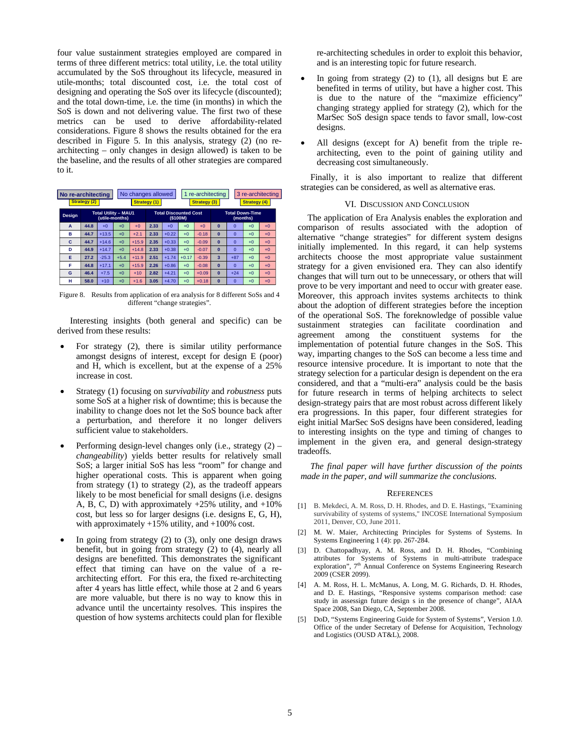four value sustainment strategies employed are compared in terms of three different metrics: total utility, i.e. the total utility accumulated by the SoS throughout its lifecycle, measured in utile-months; total discounted cost, i.e. the total cost of designing and operating the SoS over its lifecycle (discounted); and the total down-time, i.e. the time (in months) in which the SoS is down and not delivering value. The first two of these metrics can be used to derive affordability-related considerations. Figure 8 shows the results obtained for the era described in Figure 5. In this analysis, strategy (2) (no re-architecting – only changes in design allowed) is taken to be the baseline, and the results of all other strategies are compared to it.

| | No re-architecting Strategy (2) | No changes allowed Strategy (1) | 1 re-architecting Strategy (3) | 3 re-architecting Strategy (4) | No re-architecting Strategy (2) | No changes allowed Strategy (1) | 1 re-architecting Strategy (3) | 3 re-architecting Strategy (4) | No re-architecting Strategy (2) | No changes allowed Strategy (1) | 1 re-architecting Strategy (3) | 3 re-architecting Strategy (4) |
|---|---|---|---|---|---|---|---|---|---|---|---|---|
| **Design** | **Total Utility – MAU1 (utile-months)** | | | | **Total Discounted Cost ($100M)** | | | | **Total Down-Time (months)** | | | |
| A | 44.8 | +0 | +0 | +0 | 2.33 | +0 | +0 | +0 | 0 | 0 | +0 | +0 |
| B | 44.7 | +13.5 | +0 | +2.1 | 2.33 | +0.22 | +0 | -0.18 | 0 | 0 | +0 | +0 |
| C | 44.7 | +14.6 | +0 | +15.9 | 2.35 | +0.33 | +0 | -0.09 | 0 | 0 | +0 | +0 |
| D | 44.9 | +14.7 | +0 | +14.8 | 2.33 | +0.38 | +0 | -0.07 | 0 | 0 | +0 | +0 |
| E | 27.2 | -25.3 | +5.4 | +11.9 | 2.51 | +1.74 | +0.17 | -0.39 | 3 | +87 | +0 | +0 |
| F | 44.8 | +17.1 | +0 | +15.9 | 2.26 | +0.86 | +0 | -0.08 | 0 | 0 | +0 | +0 |
| G | 46.4 | +7.5 | +0 | +10 | 2.82 | +4.21 | +0 | +0.09 | 0 | +24 | +0 | +0 |
| H | 58.0 | +10 | +0 | +1.6 | 3.05 | +4.70 | +0 | +0.18 | 0 | 0 | +0 | +0 |

Figure 8. Results from application of era analysis for 8 different SoSs and 4 different "change strategies".

Interesting insights (both general and specific) can be derived from these results:

- For strategy (2), there is similar utility performance amongst designs of interest, except for design E (poor) and H, which is excellent, but at the expense of a 25% increase in cost.
- Strategy (1) focusing on *survivability* and *robustness* puts some SoS at a higher risk of downtime; this is because the inability to change does not let the SoS bounce back after a perturbation, and therefore it no longer delivers sufficient value to stakeholders.
- Performing design-level changes only (i.e., strategy (2) – *changeability*) yields better results for relatively small SoS; a larger initial SoS has less "room" for change and higher operational costs. This is apparent when going from strategy (1) to strategy (2), as the tradeoff appears likely to be most beneficial for small designs (i.e. designs A, B, C, D) with approximately +25% utility, and +10% cost, but less so for larger designs (i.e. designs E, G, H), with approximately +15% utility, and +100% cost.
- In going from strategy (2) to (3), only one design draws benefit, but in going from strategy (2) to (4), nearly all designs are benefitted. This demonstrates the significant effect that timing can have on the value of a re-architecting effort. For this era, the fixed re-architecting after 4 years has little effect, while those at 2 and 6 years are more valuable, but there is no way to know this in advance until the uncertainty resolves. This inspires the question of how systems architects could plan for flexible re-architecting schedules in order to exploit this behavior, and is an interesting topic for future research.
- In going from strategy (2) to (1), all designs but E are benefited in terms of utility, but have a higher cost. This is due to the nature of the "maximize efficiency" changing strategy applied for strategy (2), which for the MarSec SoS design space tends to favor small, low-cost designs.
- All designs (except for A) benefit from the triple re-architecting, even to the point of gaining utility and decreasing cost simultaneously.

Finally, it is also important to realize that different strategies can be considered, as well as alternative eras.

## VI. Discussion and Conclusion

The application of Era Analysis enables the exploration and comparison of results associated with the adoption of alternative "change strategies" for different system designs initially implemented. In this regard, it can help systems architects choose the most appropriate value sustainment strategy for a given envisioned era. They can also identify changes that will turn out to be unnecessary, or others that will prove to be very important and need to occur with greater ease. Moreover, this approach invites systems architects to think about the adoption of different strategies before the inception of the operational SoS. The foreknowledge of possible value sustainment strategies can facilitate coordination and agreement among the constituent systems for the implementation of potential future changes in the SoS. This way, imparting changes to the SoS can become a less time and resource intensive procedure. It is important to note that the strategy selection for a particular design is dependent on the era considered, and that a "multi-era" analysis could be the basis for future research in terms of helping architects to select design-strategy pairs that are most robust across different likely era progressions. In this paper, four different strategies for eight initial MarSec SoS designs have been considered, leading to interesting insights on the type and timing of changes to implement in the given era, and general design-strategy tradeoffs.

*The final paper will have further discussion of the points made in the paper, and will summarize the conclusions.*

## References

[1] B. Mekdeci, A. M. Ross, D. H. Rhodes, and D. E. Hastings, "Examining survivability of systems of systems," INCOSE International Symposium 2011, Denver, CO, June 2011.

[2] M. W. Maier, Architecting Principles for Systems of Systems. In Systems Engineering 1 (4): pp. 267-284.

[3] D. Chattopadhyay, A. M. Ross, and D. H. Rhodes, "Combining attributes for Systems of Systems in multi-attribute tradespace exploration", 7th Annual Conference on Systems Engineering Research 2009 (CSER 2099).

[4] A. M. Ross, H. L. McManus, A. Long, M. G. Richards, D. H. Rhodes, and D. E. Hastings, "Responsive systems comparison method: case study in assessing future design s in the presence of change", AIAA Space 2008, San Diego, CA, September 2008.

[5] DoD, "Systems Engineering Guide for System of Systems", Version 1.0. Office of the under Secretary of Defense for Acquisition, Technology and Logistics (OUSD AT&L), 2008.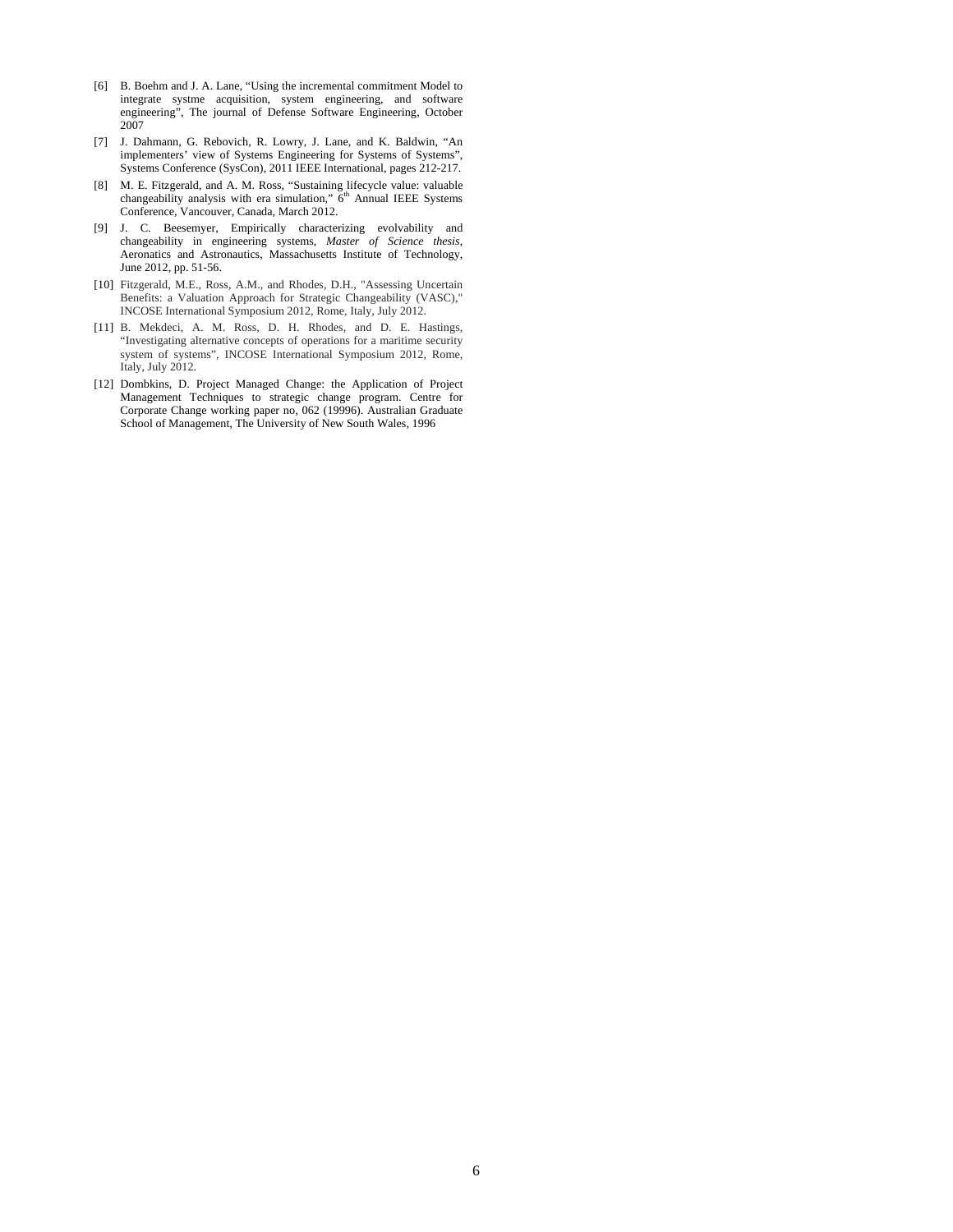[6] B. Boehm and J. A. Lane, "Using the incremental commitment Model to integrate systme acquisition, system engineering, and software engineering", The journal of Defense Software Engineering, October 2007

[7] J. Dahmann, G. Rebovich, R. Lowry, J. Lane, and K. Baldwin, "An implementers' view of Systems Engineering for Systems of Systems", Systems Conference (SysCon), 2011 IEEE International, pages 212-217.

[8] M. E. Fitzgerald, and A. M. Ross, "Sustaining lifecycle value: valuable changeability analysis with era simulation," 6th Annual IEEE Systems Conference, Vancouver, Canada, March 2012.

[9] J. C. Beesemyer, Empirically characterizing evolvability and changeability in engineering systems, *Master of Science thesis*, Aeronatics and Astronautics, Massachusetts Institute of Technology, June 2012, pp. 51-56.

[10] Fitzgerald, M.E., Ross, A.M., and Rhodes, D.H., "Assessing Uncertain Benefits: a Valuation Approach for Strategic Changeability (VASC)," INCOSE International Symposium 2012, Rome, Italy, July 2012.

[11] B. Mekdeci, A. M. Ross, D. H. Rhodes, and D. E. Hastings, "Investigating alternative concepts of operations for a maritime security system of systems", INCOSE International Symposium 2012, Rome, Italy, July 2012.

[12] Dombkins, D. Project Managed Change: the Application of Project Management Techniques to strategic change program. Centre for Corporate Change working paper no, 062 (19996). Australian Graduate School of Management, The University of New South Wales, 1996